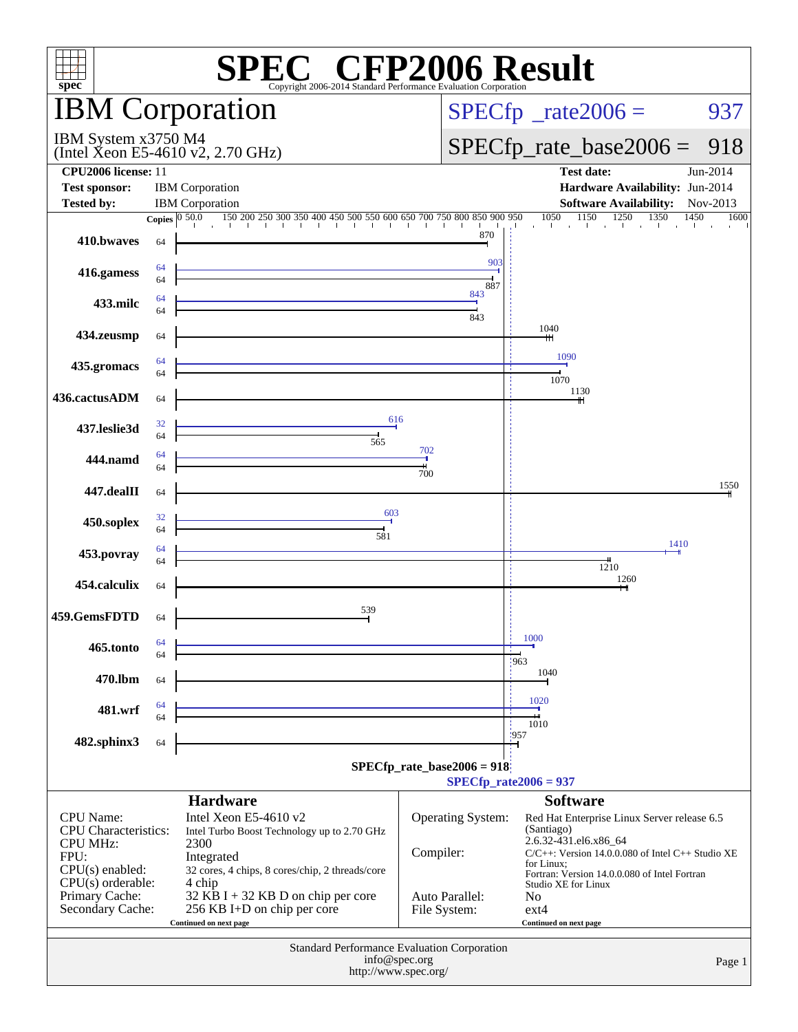# SPEC CFP2006 Result

Copyright 2006-2014 Standard Performance Evaluation Corporation

## IBM Corporation

IBM System x3750 M4
(Intel Xeon E5-4610 v2, 2.70 GHz)

SPECfp_rate2006 = 937

SPECfp_rate_base2006 = 918

| | | | |
|---|---|---|---|
| **CPU2006 license:** 11 | | **Test date:** | Jun-2014 |
| **Test sponsor:** | IBM Corporation | **Hardware Availability:** | Jun-2014 |
| **Tested by:** | IBM Corporation | **Software Availability:** | Nov-2013 |

| Benchmark | Copies (peak) | Peak | Copies (base) | Base |
|---|---|---|---|---|
| 410.bwaves | | | 64 | 870 |
| 416.gamess | 64 | 903 | 64 | 887 |
| 433.milc | 64 | 843 | 64 | 843 |
| 434.zeusmp | | | 64 | 1040 |
| 435.gromacs | 64 | 1090 | 64 | 1070 |
| 436.cactusADM | | | 64 | 1130 |
| 437.leslie3d | 32 | 616 | 64 | 565 |
| 444.namd | 64 | 702 | 64 | 700 |
| 447.dealII | | | 64 | 1550 |
| 450.soplex | 32 | 603 | 64 | 581 |
| 453.povray | 64 | 1410 | 64 | 1210 |
| 454.calculix | | | 64 | 1260 |
| 459.GemsFDTD | | | 64 | 539 |
| 465.tonto | 64 | 1000 | 64 | 963 |
| 470.lbm | | | 64 | 1040 |
| 481.wrf | 64 | 1020 | 64 | 1010 |
| 482.sphinx3 | | | 64 | 957 |

SPECfp_rate_base2006 = 918

SPECfp_rate2006 = 937

### Hardware

| | |
|---|---|
| CPU Name: | Intel Xeon E5-4610 v2 |
| CPU Characteristics: | Intel Turbo Boost Technology up to 2.70 GHz |
| CPU MHz: | 2300 |
| FPU: | Integrated |
| CPU(s) enabled: | 32 cores, 4 chips, 8 cores/chip, 2 threads/core |
| CPU(s) orderable: | 4 chip |
| Primary Cache: | 32 KB I + 32 KB D on chip per core |
| Secondary Cache: | 256 KB I+D on chip per core |

Continued on next page

### Software

| | |
|---|---|
| Operating System: | Red Hat Enterprise Linux Server release 6.5 (Santiago) 2.6.32-431.el6.x86_64 |
| Compiler: | C/C++: Version 14.0.0.080 of Intel C++ Studio XE for Linux; Fortran: Version 14.0.0.080 of Intel Fortran Studio XE for Linux |
| Auto Parallel: | No |
| File System: | ext4 |

Continued on next page

Standard Performance Evaluation Corporation
info@spec.org
http://www.spec.org/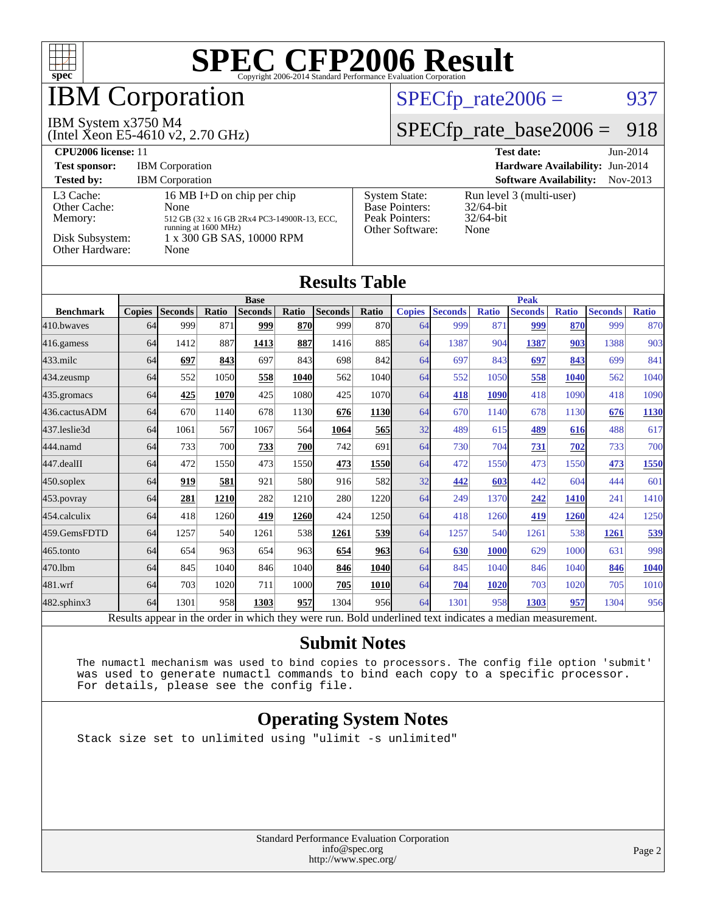# SPEC CFP2006 Result

Copyright 2006-2014 Standard Performance Evaluation Corporation

# IBM Corporation

IBM System x3750 M4
(Intel Xeon E5-4610 v2, 2.70 GHz)

SPECfp_rate2006 = 937

SPECfp_rate_base2006 = 918

| | | | |
|---|---|---|---|
| **CPU2006 license:** 11 | | **Test date:** | Jun-2014 |
| **Test sponsor:** | IBM Corporation | **Hardware Availability:** | Jun-2014 |
| **Tested by:** | IBM Corporation | **Software Availability:** | Nov-2013 |

| | | | |
|---|---|---|---|
| L3 Cache: | 16 MB I+D on chip per chip | System State: | Run level 3 (multi-user) |
| Other Cache: | None | Base Pointers: | 32/64-bit |
| Memory: | 512 GB (32 x 16 GB 2Rx4 PC3-14900R-13, ECC, running at 1600 MHz) | Peak Pointers: | 32/64-bit |
| Disk Subsystem: | 1 x 300 GB SAS, 10000 RPM | Other Software: | None |
| Other Hardware: | None | | |

## Results Table

| Benchmark | Base | | | | | | | Peak | | | | | | |
|---|---|---|---|---|---|---|---|---|---|---|---|---|---|---|
| | Copies | Seconds | Ratio | Seconds | Ratio | Seconds | Ratio | Copies | Seconds | Ratio | Seconds | Ratio | Seconds | Ratio |
| 410.bwaves | 64 | 999 | 871 | **999** | **870** | 999 | 870 | 64 | 999 | 871 | **999** | **870** | 999 | 870 |
| 416.gamess | 64 | 1412 | 887 | **1413** | **887** | 1416 | 885 | 64 | 1387 | 904 | **1387** | **903** | 1388 | 903 |
| 433.milc | 64 | **697** | **843** | 697 | 843 | 698 | 842 | 64 | 697 | 843 | **697** | **843** | 699 | 841 |
| 434.zeusmp | 64 | 552 | 1050 | **558** | **1040** | 562 | 1040 | 64 | 552 | 1050 | **558** | **1040** | 562 | 1040 |
| 435.gromacs | 64 | **425** | **1070** | 425 | 1080 | 425 | 1070 | 64 | **418** | **1090** | 418 | 1090 | 418 | 1090 |
| 436.cactusADM | 64 | 670 | 1140 | 678 | 1130 | **676** | **1130** | 64 | 670 | 1140 | 678 | 1130 | **676** | **1130** |
| 437.leslie3d | 64 | 1061 | 567 | 1067 | 564 | **1064** | **565** | 32 | 489 | 615 | **489** | **616** | 488 | 617 |
| 444.namd | 64 | 733 | 700 | **733** | **700** | 742 | 691 | 64 | 730 | 704 | **731** | **702** | 733 | 700 |
| 447.dealII | 64 | 472 | 1550 | 473 | 1550 | **473** | **1550** | 64 | 472 | 1550 | 473 | 1550 | **473** | **1550** |
| 450.soplex | 64 | **919** | **581** | 921 | 580 | 916 | 582 | 32 | **442** | **603** | 442 | 604 | 444 | 601 |
| 453.povray | 64 | **281** | **1210** | 282 | 1210 | 280 | 1220 | 64 | 249 | 1370 | **242** | **1410** | 241 | 1410 |
| 454.calculix | 64 | 418 | 1260 | **419** | **1260** | 424 | 1250 | 64 | 418 | 1260 | **419** | **1260** | 424 | 1250 |
| 459.GemsFDTD | 64 | 1257 | 540 | 1261 | 538 | **1261** | **539** | 64 | 1257 | 540 | 1261 | 538 | **1261** | **539** |
| 465.tonto | 64 | 654 | 963 | 654 | 963 | **654** | **963** | 64 | **630** | **1000** | 629 | 1000 | 631 | 998 |
| 470.lbm | 64 | 845 | 1040 | 846 | 1040 | **846** | **1040** | 64 | 845 | 1040 | 846 | 1040 | **846** | **1040** |
| 481.wrf | 64 | 703 | 1020 | 711 | 1000 | **705** | **1010** | 64 | **704** | **1020** | 703 | 1020 | 705 | 1010 |
| 482.sphinx3 | 64 | 1301 | 958 | **1303** | **957** | 1304 | 956 | 64 | 1301 | 958 | **1303** | **957** | 1304 | 956 |

Results appear in the order in which they were run. Bold underlined text indicates a median measurement.

## Submit Notes

```
The numactl mechanism was used to bind copies to processors. The config file option 'submit'
was used to generate numactl commands to bind each copy to a specific processor.
For details, please see the config file.
```

## Operating System Notes

```
Stack size set to unlimited using "ulimit -s unlimited"
```

Standard Performance Evaluation Corporation
info@spec.org
http://www.spec.org/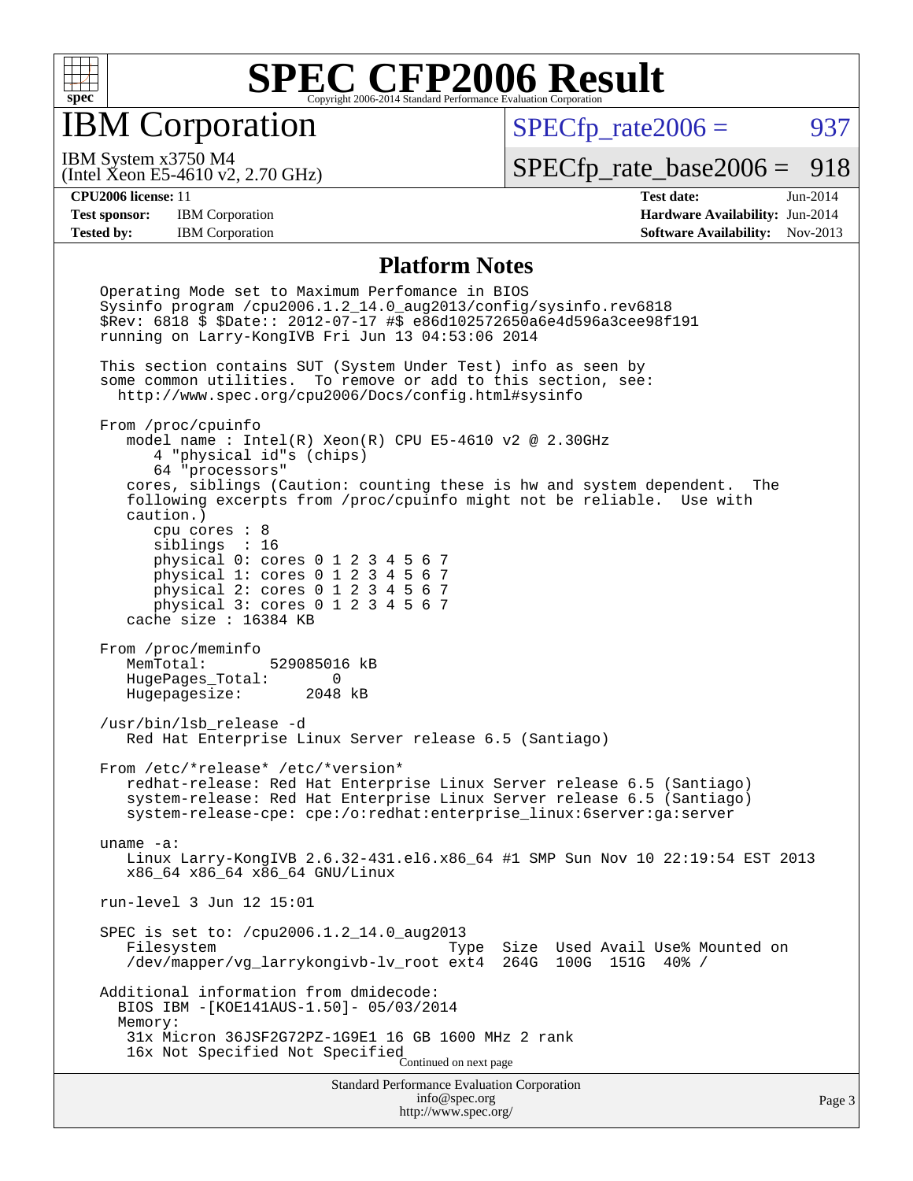# SPEC CFP2006 Result

Copyright 2006-2014 Standard Performance Evaluation Corporation

## IBM Corporation

IBM System x3750 M4
(Intel Xeon E5-4610 v2, 2.70 GHz)

SPECfp_rate2006 = 937

SPECfp_rate_base2006 = 918

**CPU2006 license:** 11
**Test sponsor:** IBM Corporation
**Tested by:** IBM Corporation

**Test date:** Jun-2014
**Hardware Availability:** Jun-2014
**Software Availability:** Nov-2013

### Platform Notes

```
Operating Mode set to Maximum Perfomance in BIOS
Sysinfo program /cpu2006.1.2_14.0_aug2013/config/sysinfo.rev6818
$Rev: 6818 $ $Date:: 2012-07-17 #$ e86d102572650a6e4d596a3cee98f191
running on Larry-KongIVB Fri Jun 13 04:53:06 2014

This section contains SUT (System Under Test) info as seen by
some common utilities.  To remove or add to this section, see:
  http://www.spec.org/cpu2006/Docs/config.html#sysinfo

From /proc/cpuinfo
   model name : Intel(R) Xeon(R) CPU E5-4610 v2 @ 2.30GHz
      4 "physical id"s (chips)
      64 "processors"
   cores, siblings (Caution: counting these is hw and system dependent.  The
   following excerpts from /proc/cpuinfo might not be reliable.  Use with
   caution.)
      cpu cores : 8
      siblings  : 16
      physical 0: cores 0 1 2 3 4 5 6 7
      physical 1: cores 0 1 2 3 4 5 6 7
      physical 2: cores 0 1 2 3 4 5 6 7
      physical 3: cores 0 1 2 3 4 5 6 7
   cache size : 16384 KB

From /proc/meminfo
   MemTotal:       529085016 kB
   HugePages_Total:       0
   Hugepagesize:       2048 kB

/usr/bin/lsb_release -d
   Red Hat Enterprise Linux Server release 6.5 (Santiago)

From /etc/*release* /etc/*version*
   redhat-release: Red Hat Enterprise Linux Server release 6.5 (Santiago)
   system-release: Red Hat Enterprise Linux Server release 6.5 (Santiago)
   system-release-cpe: cpe:/o:redhat:enterprise_linux:6server:ga:server

uname -a:
   Linux Larry-KongIVB 2.6.32-431.el6.x86_64 #1 SMP Sun Nov 10 22:19:54 EST 2013
   x86_64 x86_64 x86_64 GNU/Linux

run-level 3 Jun 12 15:01

SPEC is set to: /cpu2006.1.2_14.0_aug2013
   Filesystem                           Type  Size  Used Avail Use% Mounted on
   /dev/mapper/vg_larrykongivb-lv_root ext4  264G  100G  151G  40% /

Additional information from dmidecode:
  BIOS IBM -[KOE141AUS-1.50]- 05/03/2014
  Memory:
   31x Micron 36JSF2G72PZ-1G9E1 16 GB 1600 MHz 2 rank
   16x Not Specified Not Specified
```

Continued on next page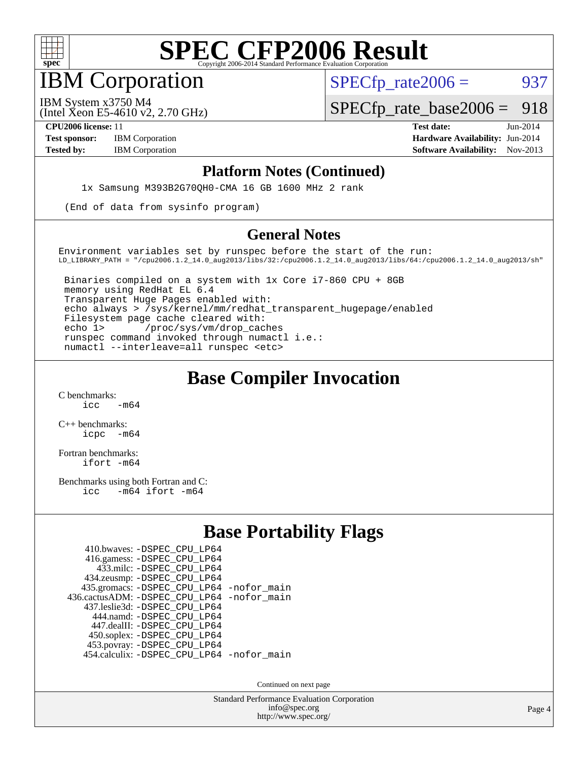# SPEC CFP2006 Result

Copyright 2006-2014 Standard Performance Evaluation Corporation

## IBM Corporation

IBM System x3750 M4
(Intel Xeon E5-4610 v2, 2.70 GHz)

SPECfp_rate2006 = 937

SPECfp_rate_base2006 = 918

**CPU2006 license:** 11
**Test sponsor:** IBM Corporation
**Tested by:** IBM Corporation

**Test date:** Jun-2014
**Hardware Availability:** Jun-2014
**Software Availability:** Nov-2013

### Platform Notes (Continued)

```
    1x Samsung M393B2G70QH0-CMA 16 GB 1600 MHz 2 rank

 (End of data from sysinfo program)
```

### General Notes

```
Environment variables set by runspec before the start of the run:
LD_LIBRARY_PATH = "/cpu2006.1.2_14.0_aug2013/libs/32:/cpu2006.1.2_14.0_aug2013/libs/64:/cpu2006.1.2_14.0_aug2013/sh"

 Binaries compiled on a system with 1x Core i7-860 CPU + 8GB
 memory using RedHat EL 6.4
 Transparent Huge Pages enabled with:
 echo always > /sys/kernel/mm/redhat_transparent_hugepage/enabled
 Filesystem page cache cleared with:
 echo 1>       /proc/sys/vm/drop_caches
 runspec command invoked through numactl i.e.:
 numactl --interleave=all runspec <etc>
```

## Base Compiler Invocation

C benchmarks:
    icc   -m64

C++ benchmarks:
    icpc   -m64

Fortran benchmarks:
    ifort -m64

Benchmarks using both Fortran and C:
    icc   -m64 ifort -m64

## Base Portability Flags

410.bwaves: -DSPEC_CPU_LP64
416.gamess: -DSPEC_CPU_LP64
433.milc: -DSPEC_CPU_LP64
434.zeusmp: -DSPEC_CPU_LP64
435.gromacs: -DSPEC_CPU_LP64 -nofor_main
436.cactusADM: -DSPEC_CPU_LP64 -nofor_main
437.leslie3d: -DSPEC_CPU_LP64
444.namd: -DSPEC_CPU_LP64
447.dealII: -DSPEC_CPU_LP64
450.soplex: -DSPEC_CPU_LP64
453.povray: -DSPEC_CPU_LP64
454.calculix: -DSPEC_CPU_LP64 -nofor_main

Continued on next page

Standard Performance Evaluation Corporation
info@spec.org
http://www.spec.org/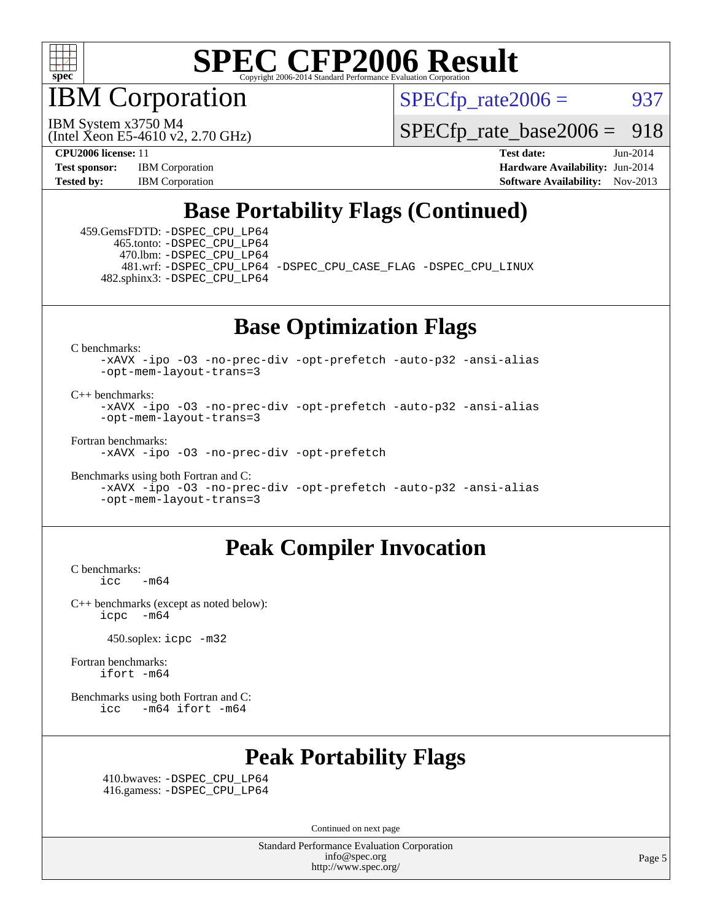# SPEC CFP2006 Result

Copyright 2006-2014 Standard Performance Evaluation Corporation

## IBM Corporation

IBM System x3750 M4
(Intel Xeon E5-4610 v2, 2.70 GHz)

SPECfp_rate2006 = 937

SPECfp_rate_base2006 = 918

**CPU2006 license:** 11
**Test sponsor:** IBM Corporation
**Tested by:** IBM Corporation

**Test date:** Jun-2014
**Hardware Availability:** Jun-2014
**Software Availability:** Nov-2013

## Base Portability Flags (Continued)

459.GemsFDTD: -DSPEC_CPU_LP64
465.tonto: -DSPEC_CPU_LP64
470.lbm: -DSPEC_CPU_LP64
481.wrf: -DSPEC_CPU_LP64 -DSPEC_CPU_CASE_FLAG -DSPEC_CPU_LINUX
482.sphinx3: -DSPEC_CPU_LP64

## Base Optimization Flags

C benchmarks:
-xAVX -ipo -O3 -no-prec-div -opt-prefetch -auto-p32 -ansi-alias -opt-mem-layout-trans=3

C++ benchmarks:
-xAVX -ipo -O3 -no-prec-div -opt-prefetch -auto-p32 -ansi-alias -opt-mem-layout-trans=3

Fortran benchmarks:
-xAVX -ipo -O3 -no-prec-div -opt-prefetch

Benchmarks using both Fortran and C:
-xAVX -ipo -O3 -no-prec-div -opt-prefetch -auto-p32 -ansi-alias -opt-mem-layout-trans=3

## Peak Compiler Invocation

C benchmarks:
icc -m64

C++ benchmarks (except as noted below):
icpc -m64

450.soplex: icpc -m32

Fortran benchmarks:
ifort -m64

Benchmarks using both Fortran and C:
icc -m64 ifort -m64

## Peak Portability Flags

410.bwaves: -DSPEC_CPU_LP64
416.gamess: -DSPEC_CPU_LP64

Continued on next page

Standard Performance Evaluation Corporation
info@spec.org
http://www.spec.org/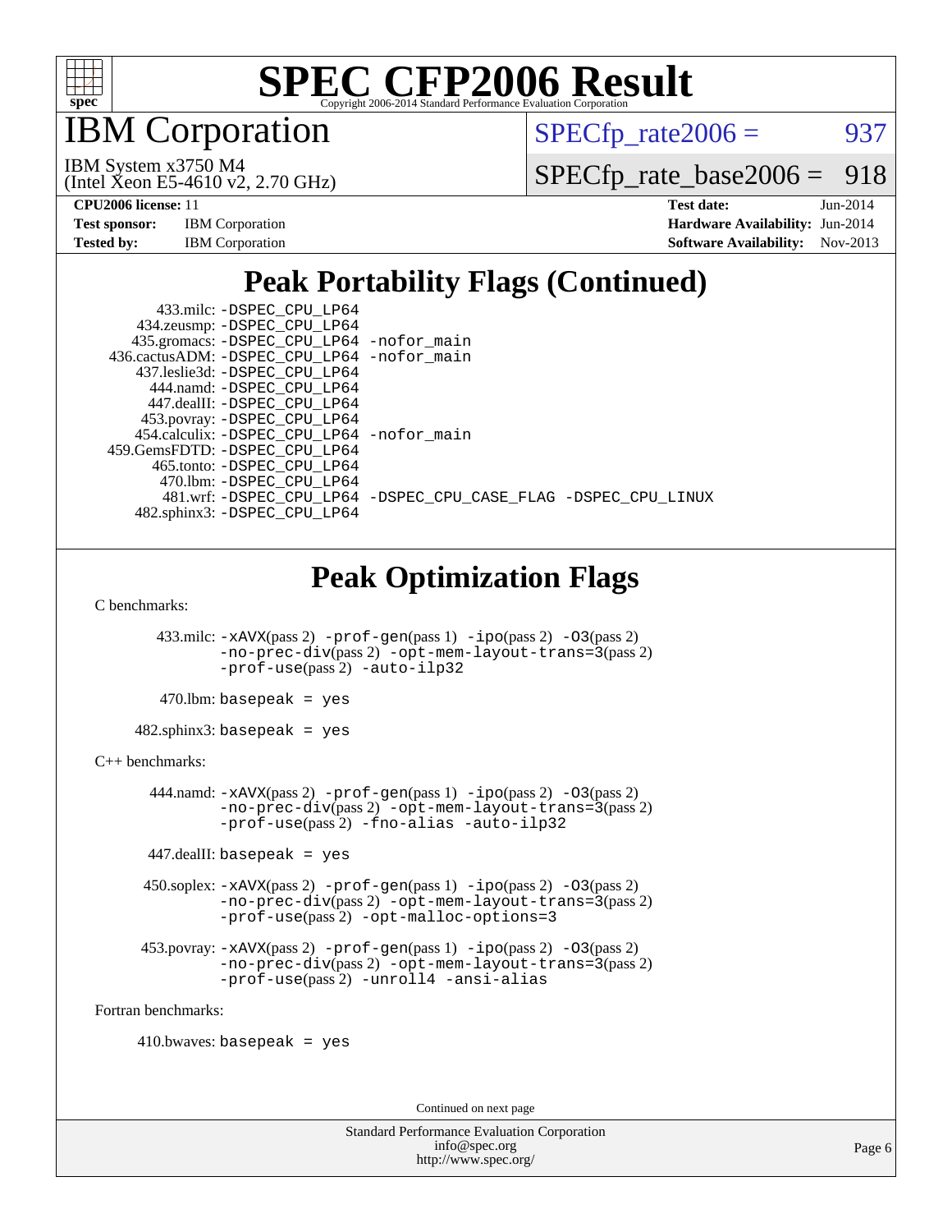# SPEC CFP2006 Result

Copyright 2006-2014 Standard Performance Evaluation Corporation

## IBM Corporation

IBM System x3750 M4
(Intel Xeon E5-4610 v2, 2.70 GHz)

SPECfp_rate2006 = 937

SPECfp_rate_base2006 = 918

**CPU2006 license:** 11
**Test sponsor:** IBM Corporation
**Tested by:** IBM Corporation

**Test date:** Jun-2014
**Hardware Availability:** Jun-2014
**Software Availability:** Nov-2013

## Peak Portability Flags (Continued)

```
     433.milc: -DSPEC_CPU_LP64
   434.zeusmp: -DSPEC_CPU_LP64
  435.gromacs: -DSPEC_CPU_LP64 -nofor_main
436.cactusADM: -DSPEC_CPU_LP64 -nofor_main
  437.leslie3d: -DSPEC_CPU_LP64
    444.namd: -DSPEC_CPU_LP64
   447.dealII: -DSPEC_CPU_LP64
   453.povray: -DSPEC_CPU_LP64
 454.calculix: -DSPEC_CPU_LP64 -nofor_main
459.GemsFDTD: -DSPEC_CPU_LP64
   465.tonto: -DSPEC_CPU_LP64
    470.lbm: -DSPEC_CPU_LP64
    481.wrf: -DSPEC_CPU_LP64 -DSPEC_CPU_CASE_FLAG -DSPEC_CPU_LINUX
  482.sphinx3: -DSPEC_CPU_LP64
```

## Peak Optimization Flags

C benchmarks:

433.milc: -xAVX(pass 2) -prof-gen(pass 1) -ipo(pass 2) -O3(pass 2) -no-prec-div(pass 2) -opt-mem-layout-trans=3(pass 2) -prof-use(pass 2) -auto-ilp32

470.lbm: basepeak = yes

482.sphinx3: basepeak = yes

C++ benchmarks:

444.namd: -xAVX(pass 2) -prof-gen(pass 1) -ipo(pass 2) -O3(pass 2) -no-prec-div(pass 2) -opt-mem-layout-trans=3(pass 2) -prof-use(pass 2) -fno-alias -auto-ilp32

447.dealII: basepeak = yes

450.soplex: -xAVX(pass 2) -prof-gen(pass 1) -ipo(pass 2) -O3(pass 2) -no-prec-div(pass 2) -opt-mem-layout-trans=3(pass 2) -prof-use(pass 2) -opt-malloc-options=3

453.povray: -xAVX(pass 2) -prof-gen(pass 1) -ipo(pass 2) -O3(pass 2) -no-prec-div(pass 2) -opt-mem-layout-trans=3(pass 2) -prof-use(pass 2) -unroll4 -ansi-alias

Fortran benchmarks:

410.bwaves: basepeak = yes

Continued on next page

Standard Performance Evaluation Corporation
info@spec.org
http://www.spec.org/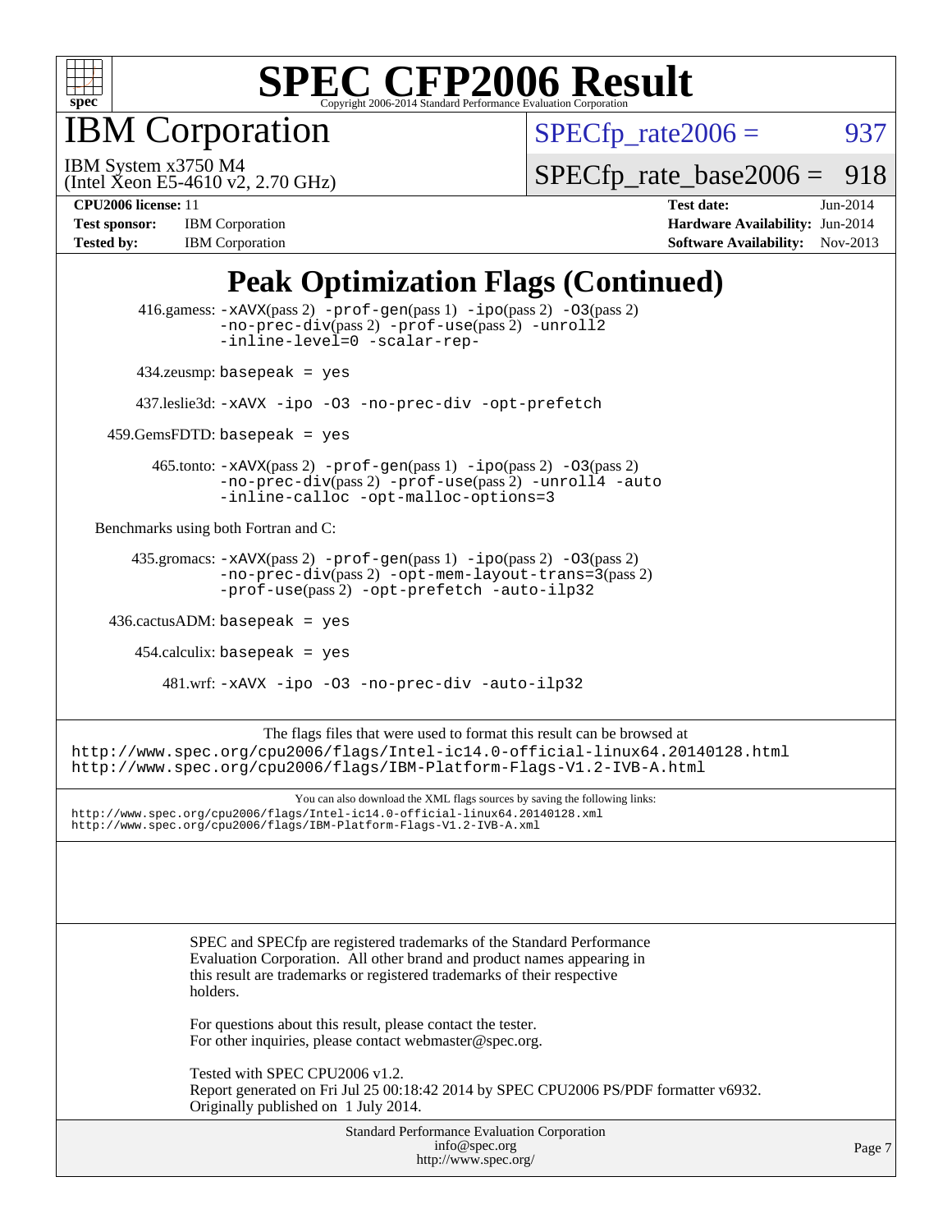# Peak Optimization Flags (Continued)

416.gamess: -xAVX(pass 2) -prof-gen(pass 1) -ipo(pass 2) -O3(pass 2) -no-prec-div(pass 2) -prof-use(pass 2) -unroll2 -inline-level=0 -scalar-rep-

434.zeusmp: basepeak = yes

437.leslie3d: -xAVX -ipo -O3 -no-prec-div -opt-prefetch

459.GemsFDTD: basepeak = yes

465.tonto: -xAVX(pass 2) -prof-gen(pass 1) -ipo(pass 2) -O3(pass 2) -no-prec-div(pass 2) -prof-use(pass 2) -unroll4 -auto -inline-calloc -opt-malloc-options=3

Benchmarks using both Fortran and C:

435.gromacs: -xAVX(pass 2) -prof-gen(pass 1) -ipo(pass 2) -O3(pass 2) -no-prec-div(pass 2) -opt-mem-layout-trans=3(pass 2) -prof-use(pass 2) -opt-prefetch -auto-ilp32

436.cactusADM: basepeak = yes

454.calculix: basepeak = yes

481.wrf: -xAVX -ipo -O3 -no-prec-div -auto-ilp32

The flags files that were used to format this result can be browsed at
http://www.spec.org/cpu2006/flags/Intel-ic14.0-official-linux64.20140128.html
http://www.spec.org/cpu2006/flags/IBM-Platform-Flags-V1.2-IVB-A.html

You can also download the XML flags sources by saving the following links:
http://www.spec.org/cpu2006/flags/Intel-ic14.0-official-linux64.20140128.xml
http://www.spec.org/cpu2006/flags/IBM-Platform-Flags-V1.2-IVB-A.xml

SPEC and SPECfp are registered trademarks of the Standard Performance Evaluation Corporation. All other brand and product names appearing in this result are trademarks or registered trademarks of their respective holders.

For questions about this result, please contact the tester.
For other inquiries, please contact webmaster@spec.org.

Tested with SPEC CPU2006 v1.2.
Report generated on Fri Jul 25 00:18:42 2014 by SPEC CPU2006 PS/PDF formatter v6932.
Originally published on 1 July 2014.